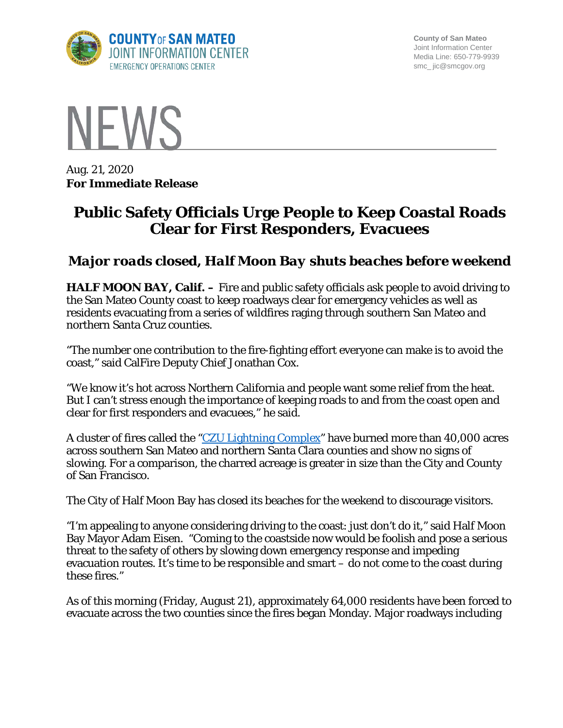**COUNTY OF SAN MATEO**
**JOINT INFORMATION CENTER**
EMERGENCY OPERATIONS CENTER

County of San Mateo
Joint Information Center
Media Line: 650-779-9939
smc_jic@smcgov.org

# NEWS

Aug. 21, 2020
**For Immediate Release**

## Public Safety Officials Urge People to Keep Coastal Roads Clear for First Responders, Evacuees

### *Major roads closed, Half Moon Bay shuts beaches before weekend*

**HALF MOON BAY, Calif. –** Fire and public safety officials ask people to avoid driving to the San Mateo County coast to keep roadways clear for emergency vehicles as well as residents evacuating from a series of wildfires raging through southern San Mateo and northern Santa Cruz counties.

"The number one contribution to the fire-fighting effort everyone can make is to avoid the coast," said CalFire Deputy Chief Jonathan Cox.

"We know it's hot across Northern California and people want some relief from the heat. But I can't stress enough the importance of keeping roads to and from the coast open and clear for first responders and evacuees," he said.

A cluster of fires called the "CZU Lightning Complex" have burned more than 40,000 acres across southern San Mateo and northern Santa Clara counties and show no signs of slowing. For a comparison, the charred acreage is greater in size than the City and County of San Francisco.

The City of Half Moon Bay has closed its beaches for the weekend to discourage visitors.

"I'm appealing to anyone considering driving to the coast: just don't do it," said Half Moon Bay Mayor Adam Eisen. "Coming to the coastside now would be foolish and pose a serious threat to the safety of others by slowing down emergency response and impeding evacuation routes. It's time to be responsible and smart – do not come to the coast during these fires."

As of this morning (Friday, August 21), approximately 64,000 residents have been forced to evacuate across the two counties since the fires began Monday. Major roadways including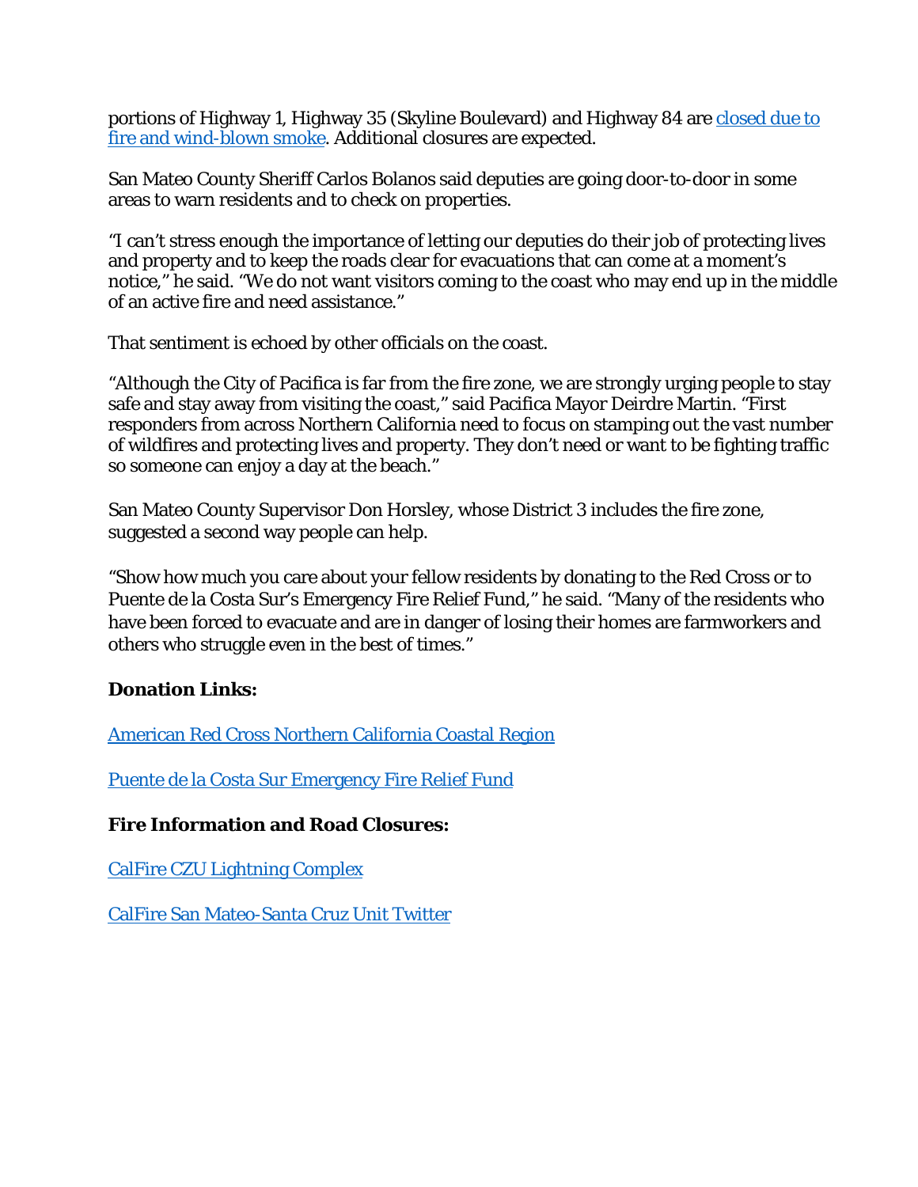portions of Highway 1, Highway 35 (Skyline Boulevard) and Highway 84 are closed due to fire and wind-blown smoke. Additional closures are expected.

San Mateo County Sheriff Carlos Bolanos said deputies are going door-to-door in some areas to warn residents and to check on properties.

"I can't stress enough the importance of letting our deputies do their job of protecting lives and property and to keep the roads clear for evacuations that can come at a moment's notice," he said. "We do not want visitors coming to the coast who may end up in the middle of an active fire and need assistance."

That sentiment is echoed by other officials on the coast.

"Although the City of Pacifica is far from the fire zone, we are strongly urging people to stay safe and stay away from visiting the coast," said Pacifica Mayor Deirdre Martin. "First responders from across Northern California need to focus on stamping out the vast number of wildfires and protecting lives and property. They don't need or want to be fighting traffic so someone can enjoy a day at the beach."

San Mateo County Supervisor Don Horsley, whose District 3 includes the fire zone, suggested a second way people can help.

"Show how much you care about your fellow residents by donating to the Red Cross or to Puente de la Costa Sur's Emergency Fire Relief Fund," he said. "Many of the residents who have been forced to evacuate and are in danger of losing their homes are farmworkers and others who struggle even in the best of times."

**Donation Links:**

American Red Cross Northern California Coastal Region

Puente de la Costa Sur Emergency Fire Relief Fund

**Fire Information and Road Closures:**

CalFire CZU Lightning Complex

CalFire San Mateo-Santa Cruz Unit Twitter